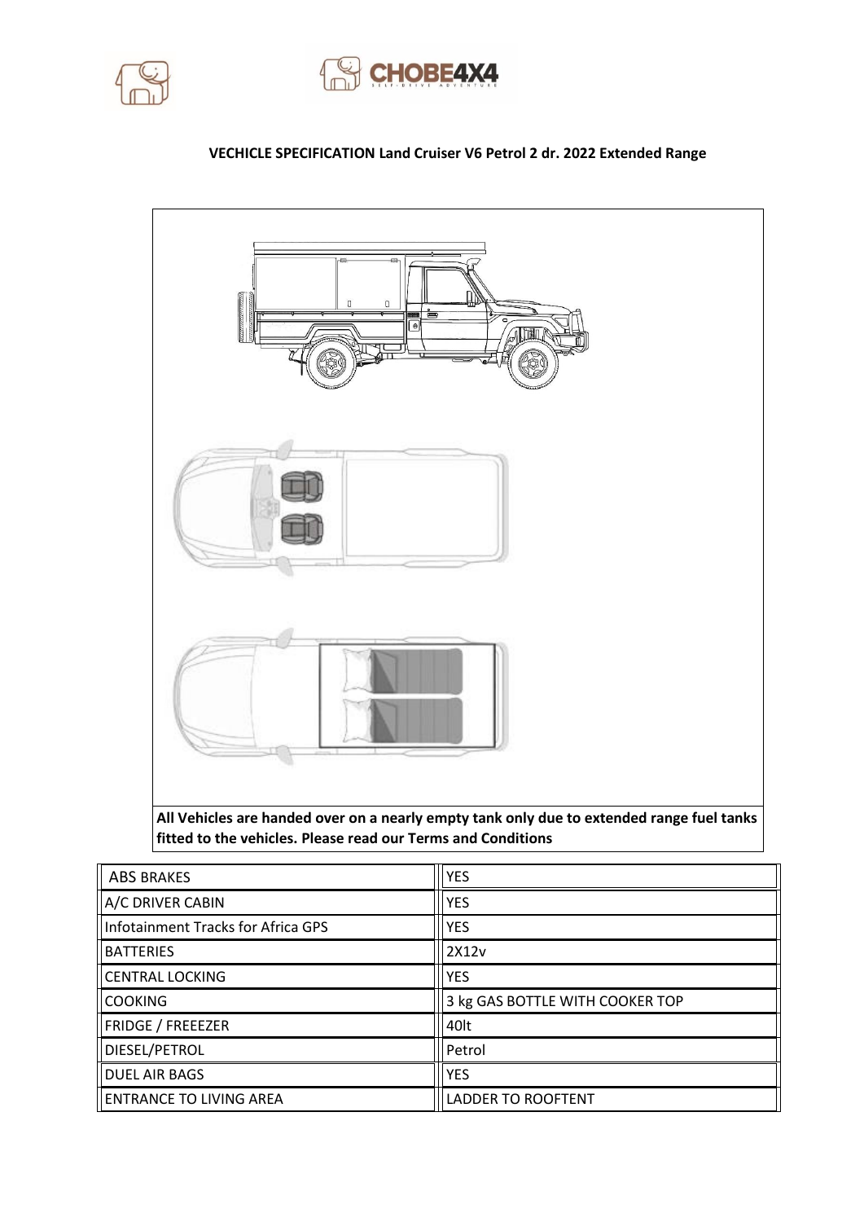**VECHICLE SPECIFICATION Land Cruiser V6 Petrol 2 dr. 2022 Extended Range**

**All Vehicles are handed over on a nearly empty tank only due to extended range fuel tanks fitted to the vehicles. Please read our Terms and Conditions**

| | |
|---|---|
| ABS BRAKES | YES |
| A/C DRIVER CABIN | YES |
| Infotainment Tracks for Africa GPS | YES |
| BATTERIES | 2X12v |
| CENTRAL LOCKING | YES |
| COOKING | 3 kg GAS BOTTLE WITH COOKER TOP |
| FRIDGE / FREEEZER | 40lt |
| DIESEL/PETROL | Petrol |
| DUEL AIR BAGS | YES |
| ENTRANCE TO LIVING AREA | LADDER TO ROOFTENT |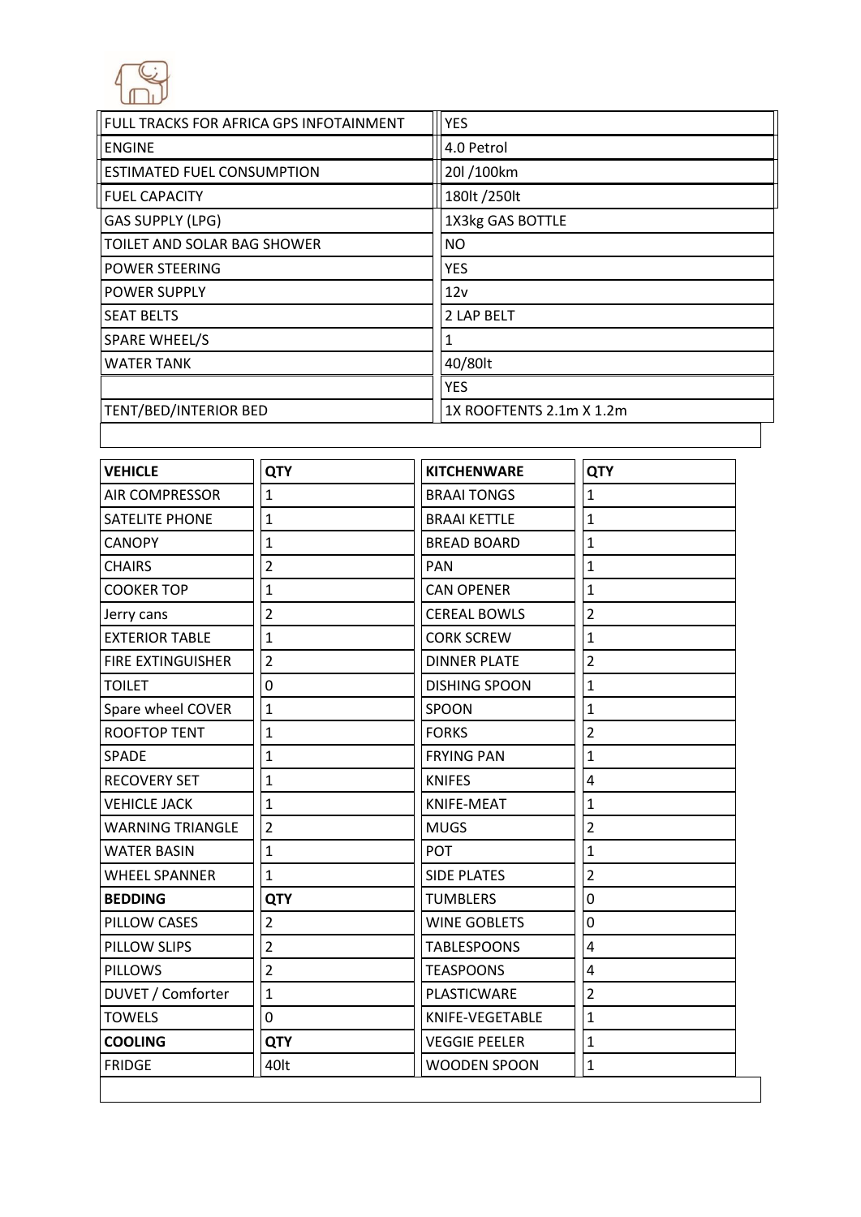| | |
|---|---|
| FULL TRACKS FOR AFRICA GPS INFOTAINMENT | YES |
| ENGINE | 4.0 Petrol |
| ESTIMATED FUEL CONSUMPTION | 20l /100km |
| FUEL CAPACITY | 180lt /250lt |
| GAS SUPPLY (LPG) | 1X3kg GAS BOTTLE |
| TOILET AND SOLAR BAG SHOWER | NO |
| POWER STEERING | YES |
| POWER SUPPLY | 12v |
| SEAT BELTS | 2 LAP BELT |
| SPARE WHEEL/S | 1 |
| WATER TANK | 40/80lt |
| | YES |
| TENT/BED/INTERIOR BED | 1X ROOFTENTS 2.1m X 1.2m |

| VEHICLE | QTY | KITCHENWARE | QTY |
|---|---|---|---|
| AIR COMPRESSOR | 1 | BRAAI TONGS | 1 |
| SATELITE PHONE | 1 | BRAAI KETTLE | 1 |
| CANOPY | 1 | BREAD BOARD | 1 |
| CHAIRS | 2 | PAN | 1 |
| COOKER TOP | 1 | CAN OPENER | 1 |
| Jerry cans | 2 | CEREAL BOWLS | 2 |
| EXTERIOR TABLE | 1 | CORK SCREW | 1 |
| FIRE EXTINGUISHER | 2 | DINNER PLATE | 2 |
| TOILET | 0 | DISHING SPOON | 1 |
| Spare wheel COVER | 1 | SPOON | 1 |
| ROOFTOP TENT | 1 | FORKS | 2 |
| SPADE | 1 | FRYING PAN | 1 |
| RECOVERY SET | 1 | KNIFES | 4 |
| VEHICLE JACK | 1 | KNIFE-MEAT | 1 |
| WARNING TRIANGLE | 2 | MUGS | 2 |
| WATER BASIN | 1 | POT | 1 |
| WHEEL SPANNER | 1 | SIDE PLATES | 2 |
| **BEDDING** | **QTY** | TUMBLERS | 0 |
| PILLOW CASES | 2 | WINE GOBLETS | 0 |
| PILLOW SLIPS | 2 | TABLESPOONS | 4 |
| PILLOWS | 2 | TEASPOONS | 4 |
| DUVET / Comforter | 1 | PLASTICWARE | 2 |
| TOWELS | 0 | KNIFE-VEGETABLE | 1 |
| **COOLING** | **QTY** | VEGGIE PEELER | 1 |
| FRIDGE | 40lt | WOODEN SPOON | 1 |